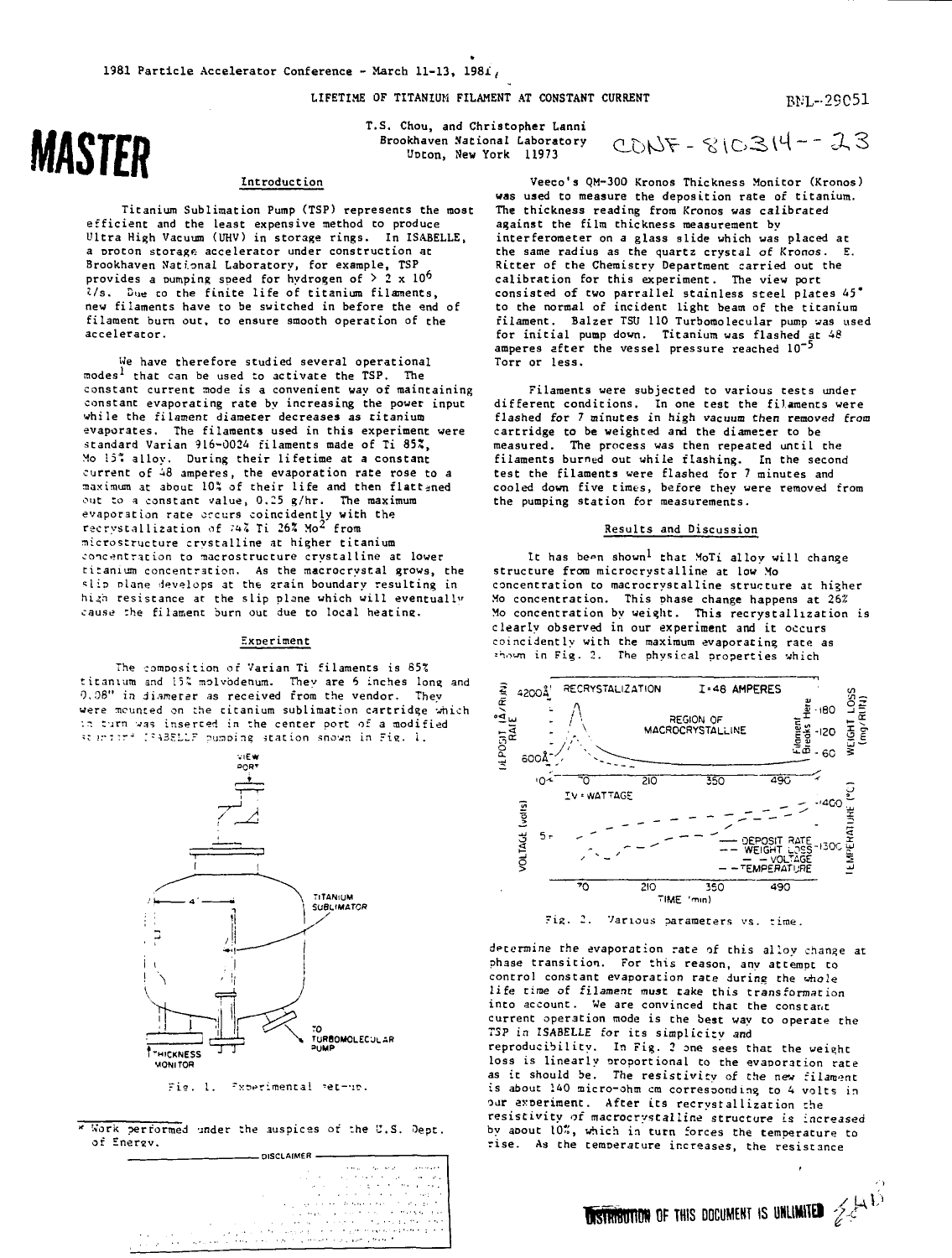1981 Particle Accelerator Conference - March 11-13, 1981

BNL--29051

CONF-810314--23

**MASTER**

# LIFETIME OF TITANIUM FILAMENT AT CONSTANT CURRENT

T.S. Chou, and Christopher Lanni
Brookhaven National Laboratory
Upton, New York 11973

## Introduction

Titanium Sublimation Pump (TSP) represents the most efficient and the least expensive method to produce Ultra High Vacuum (UHV) in storage rings. In ISABELLE, a proton storage accelerator under construction at Brookhaven National Laboratory, for example, TSP provides a pumping speed for hydrogen of $> 2 \times 10^6$ ℓ/s. Due to the finite life of titanium filaments, new filaments have to be switched in before the end of filament burn out, to ensure smooth operation of the accelerator.

We have therefore studied several operational modes[1] that can be used to activate the TSP. The constant current mode is a convenient way of maintaining constant evaporating rate by increasing the power input while the filament diameter decreases as titanium evaporates. The filaments used in this experiment were standard Varian 916-0024 filaments made of Ti 85%, Mo 15% alloy. During their lifetime at a constant current of 48 amperes, the evaporation rate rose to a maximum at about 10% of their life and then flattened out to a constant value, 0.25 g/hr. The maximum evaporation rate occurs coincidently with the recrystallization of 74% Ti 26% Mo[2] from microstructure crystalline at higher titanium concentration to macrostructure crystalline at lower titanium concentration. As the macrocrystal grows, the slip plane develops at the grain boundary resulting in high resistance at the slip plane which will eventually cause the filament burn out due to local heating.

## Experiment

The composition of Varian Ti filaments is 85% titanium and 15% molybdenum. They are 6 inches long and 0.08" in diameter as received from the vendor. They were mounted on the titanium sublimation cartridge which in turn was inserted in the center port of a modified standard ISABELLE pumping station shown in Fig. 1.

Fig. 1. Experimental set-up.

Veeco's QM-300 Kronos Thickness Monitor (Kronos) was used to measure the deposition rate of titanium. The thickness reading from Kronos was calibrated against the film thickness measurement by interferometer on a glass slide which was placed at the same radius as the quartz crystal of Kronos. E. Ritter of the Chemistry Department carried out the calibration for this experiment. The view port consisted of two parrallel stainless steel plates 45° to the normal of incident light beam of the titanium filament. Balzer TSU 110 Turbomolecular pump was used for initial pump down. Titanium was flashed at 48 amperes after the vessel pressure reached $10^{-5}$ Torr or less.

Filaments were subjected to various tests under different conditions. In one test the filaments were flashed for 7 minutes in high vacuum then removed from cartridge to be weighted and the diameter to be measured. The process was then repeated until the filaments burned out while flashing. In the second test the filaments were flashed for 7 minutes and cooled down five times, before they were removed from the pumping station for measurements.

## Results and Discussion

It has been shown[1] that MoTi alloy will change structure from microcrystalline at low Mo concentration to macrocrystalline structure at higher Mo concentration. This phase change happens at 26% Mo concentration by weight. This recrystallization is clearly observed in our experiment and it occurs coincidently with the maximum evaporating rate as shown in Fig. 2. The physical properties which

Fig. 2. Various parameters vs. time.

determine the evaporation rate of this alloy change at phase transition. For this reason, any attempt to control constant evaporation rate during the whole life time of filament must take this transformation into account. We are convinced that the constant current operation mode is the best way to operate the TSP in ISABELLE for its simplicity and reproducibility. In Fig. 2 one sees that the weight loss is linearly proportional to the evaporation rate as it should be. The resistivity of the new filament is about 140 micro-ohm cm corresponding to 4 volts in our experiment. After its recrystallization the resistivity of macrocrystalline structure is increased by about 10%, which in turn forces the temperature to rise. As the temperature increases, the resistance

* Work performed under the auspices of the U.S. Dept. of Energy.

DISTRIBUTION OF THIS DOCUMENT IS UNLIMITED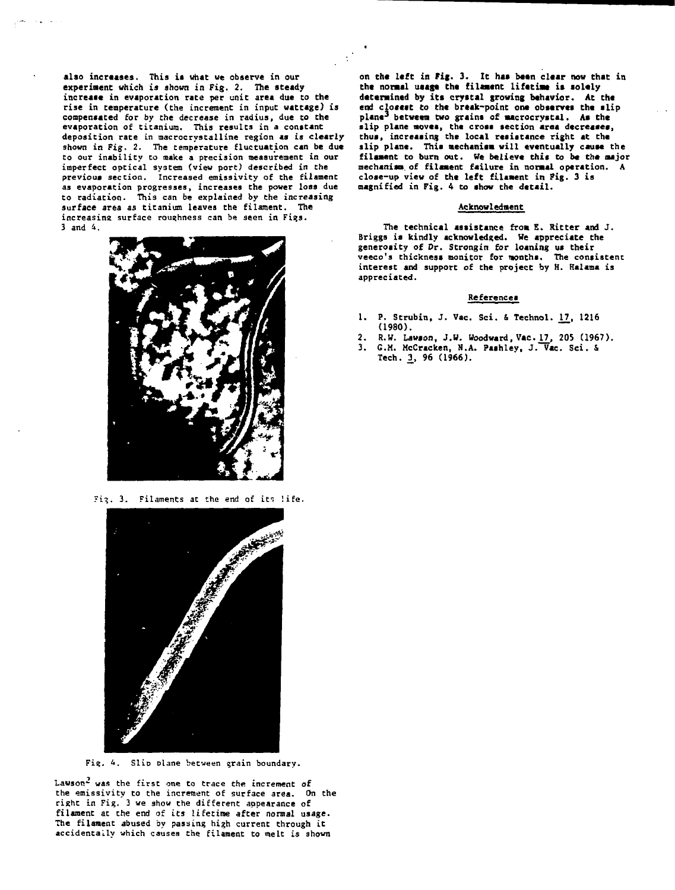also increases. This is what we observe in our experiment which is shown in Fig. 2. The steady increase in evaporation rate per unit area due to the rise in temperature (the increment in input wattage) is compensated for by the decrease in radius, due to the evaporation of titanium. This results in a constant deposition rate in macrocrystalline region as is clearly shown in Fig. 2. The temperature fluctuation can be due to our inability to make a precision measurement in our imperfect optical system (view port) described in the previous section. Increased emissivity of the filament as evaporation progresses, increases the power loss due to radiation. This can be explained by the increasing surface area as titanium leaves the filament. The increasing surface roughness can be seen in Figs. 3 and 4.

Fig. 3. Filaments at the end of its life.

Fig. 4. Slip plane between grain boundary.

Lawson[2] was the first one to trace the increment of the emissivity to the increment of surface area. On the right in Fig. 3 we show the different appearance of filament at the end of its lifetime after normal usage. The filament abused by passing high current through it accidentally which causes the filament to melt is shown on the left in Fig. 3. It has been clear now that in the normal usage the filament lifetime is solely determined by its crystal growing behavior. At the end closest to the break-point one observes the slip plane[3] between two grains of macrocrystal. As the slip plane moves, the cross section area decreases, thus, increasing the local resistance right at the slip plane. This mechanism will eventually cause the filament to burn out. We believe this to be the major mechanism of filament failure in normal operation. A close-up view of the left filament in Fig. 3 is magnified in Fig. 4 to show the detail.

## Acknowledment

The technical assistance from E. Ritter and J. Briggs is kindly acknowledged. We appreciate the generosity of Dr. Strongin for loaning us their veeco's thickness monitor for months. The consistent interest and support of the project by H. Halama is appreciated.

## References

1. P. Strubin, J. Vac. Sci. & Technol. 17, 1216 (1980).
2. R.W. Lawson, J.W. Woodward, Vac. 17, 205 (1967).
3. G.M. McCracken, N.A. Pashley, J. Vac. Sci. & Tech. 3, 96 (1966).